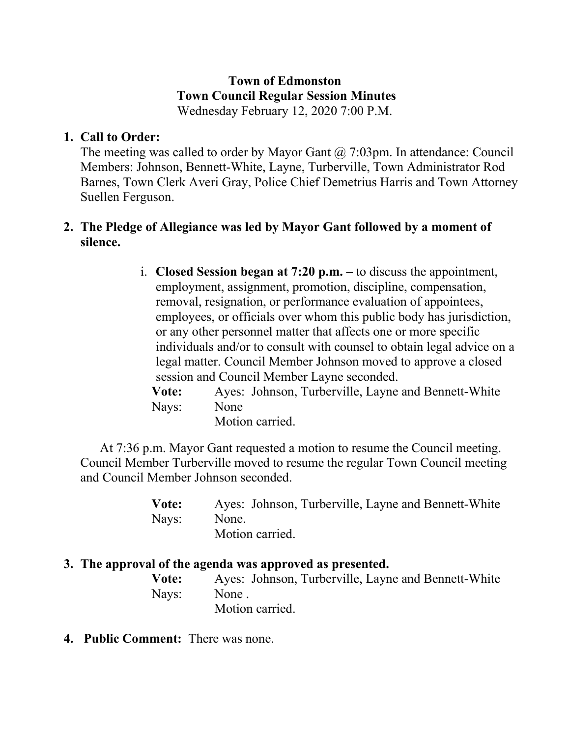**Town of Edmonston**
**Town Council Regular Session Minutes**
Wednesday February 12, 2020 7:00 P.M.

1. **Call to Order:**
   The meeting was called to order by Mayor Gant @ 7:03pm. In attendance: Council Members: Johnson, Bennett-White, Layne, Turberville, Town Administrator Rod Barnes, Town Clerk Averi Gray, Police Chief Demetrius Harris and Town Attorney Suellen Ferguson.

2. **The Pledge of Allegiance was led by Mayor Gant followed by a moment of silence.**

   i. **Closed Session began at 7:20 p.m. –** to discuss the appointment, employment, assignment, promotion, discipline, compensation, removal, resignation, or performance evaluation of appointees, employees, or officials over whom this public body has jurisdiction, or any other personnel matter that affects one or more specific individuals and/or to consult with counsel to obtain legal advice on a legal matter. Council Member Johnson moved to approve a closed session and Council Member Layne seconded.

   **Vote:** Ayes: Johnson, Turberville, Layne and Bennett-White
   Nays: None
   Motion carried.

   At 7:36 p.m. Mayor Gant requested a motion to resume the Council meeting. Council Member Turberville moved to resume the regular Town Council meeting and Council Member Johnson seconded.

   **Vote:** Ayes: Johnson, Turberville, Layne and Bennett-White
   Nays: None.
   Motion carried.

3. **The approval of the agenda was approved as presented.**

   **Vote:** Ayes: Johnson, Turberville, Layne and Bennett-White
   Nays: None .
   Motion carried.

4. **Public Comment:** There was none.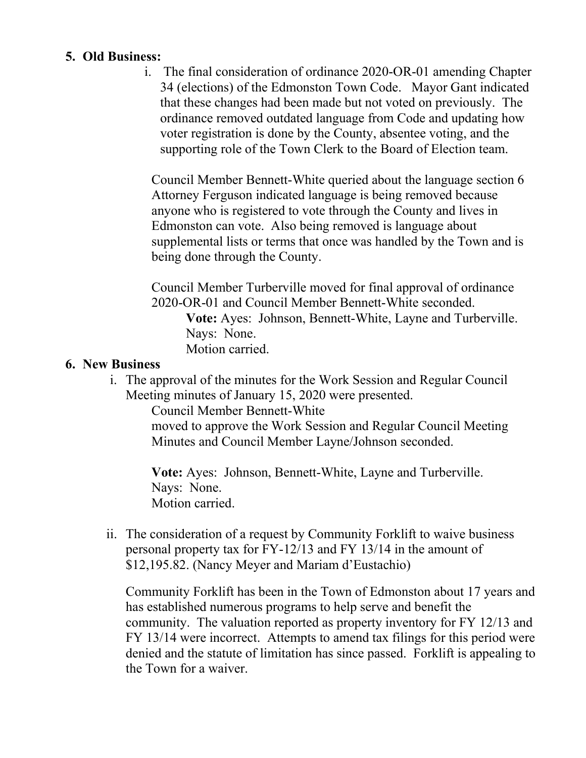5. **Old Business:**

   i. The final consideration of ordinance 2020-OR-01 amending Chapter 34 (elections) of the Edmonston Town Code. Mayor Gant indicated that these changes had been made but not voted on previously. The ordinance removed outdated language from Code and updating how voter registration is done by the County, absentee voting, and the supporting role of the Town Clerk to the Board of Election team.

   Council Member Bennett-White queried about the language section 6 Attorney Ferguson indicated language is being removed because anyone who is registered to vote through the County and lives in Edmonston can vote. Also being removed is language about supplemental lists or terms that once was handled by the Town and is being done through the County.

   Council Member Turberville moved for final approval of ordinance 2020-OR-01 and Council Member Bennett-White seconded.

   **Vote:** Ayes: Johnson, Bennett-White, Layne and Turberville.
   Nays: None.
   Motion carried.

6. **New Business**

   i. The approval of the minutes for the Work Session and Regular Council Meeting minutes of January 15, 2020 were presented.

   Council Member Bennett-White moved to approve the Work Session and Regular Council Meeting Minutes and Council Member Layne/Johnson seconded.

   **Vote:** Ayes: Johnson, Bennett-White, Layne and Turberville.
   Nays: None.
   Motion carried.

   ii. The consideration of a request by Community Forklift to waive business personal property tax for FY-12/13 and FY 13/14 in the amount of $12,195.82. (Nancy Meyer and Mariam d'Eustachio)

   Community Forklift has been in the Town of Edmonston about 17 years and has established numerous programs to help serve and benefit the community. The valuation reported as property inventory for FY 12/13 and FY 13/14 were incorrect. Attempts to amend tax filings for this period were denied and the statute of limitation has since passed. Forklift is appealing to the Town for a waiver.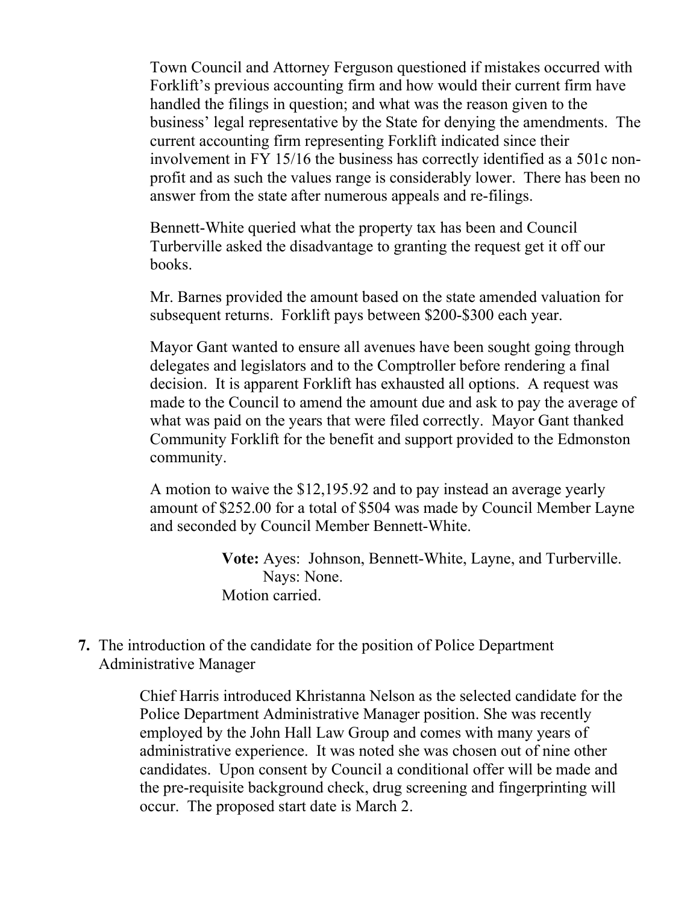Town Council and Attorney Ferguson questioned if mistakes occurred with Forklift's previous accounting firm and how would their current firm have handled the filings in question; and what was the reason given to the business' legal representative by the State for denying the amendments. The current accounting firm representing Forklift indicated since their involvement in FY 15/16 the business has correctly identified as a 501c non-profit and as such the values range is considerably lower. There has been no answer from the state after numerous appeals and re-filings.

Bennett-White queried what the property tax has been and Council Turberville asked the disadvantage to granting the request get it off our books.

Mr. Barnes provided the amount based on the state amended valuation for subsequent returns. Forklift pays between $200-$300 each year.

Mayor Gant wanted to ensure all avenues have been sought going through delegates and legislators and to the Comptroller before rendering a final decision. It is apparent Forklift has exhausted all options. A request was made to the Council to amend the amount due and ask to pay the average of what was paid on the years that were filed correctly. Mayor Gant thanked Community Forklift for the benefit and support provided to the Edmonston community.

A motion to waive the $12,195.92 and to pay instead an average yearly amount of $252.00 for a total of $504 was made by Council Member Layne and seconded by Council Member Bennett-White.

> **Vote:** Ayes: Johnson, Bennett-White, Layne, and Turberville.
> Nays: None.
> Motion carried.

**7.** The introduction of the candidate for the position of Police Department Administrative Manager

Chief Harris introduced Khristanna Nelson as the selected candidate for the Police Department Administrative Manager position. She was recently employed by the John Hall Law Group and comes with many years of administrative experience. It was noted she was chosen out of nine other candidates. Upon consent by Council a conditional offer will be made and the pre-requisite background check, drug screening and fingerprinting will occur. The proposed start date is March 2.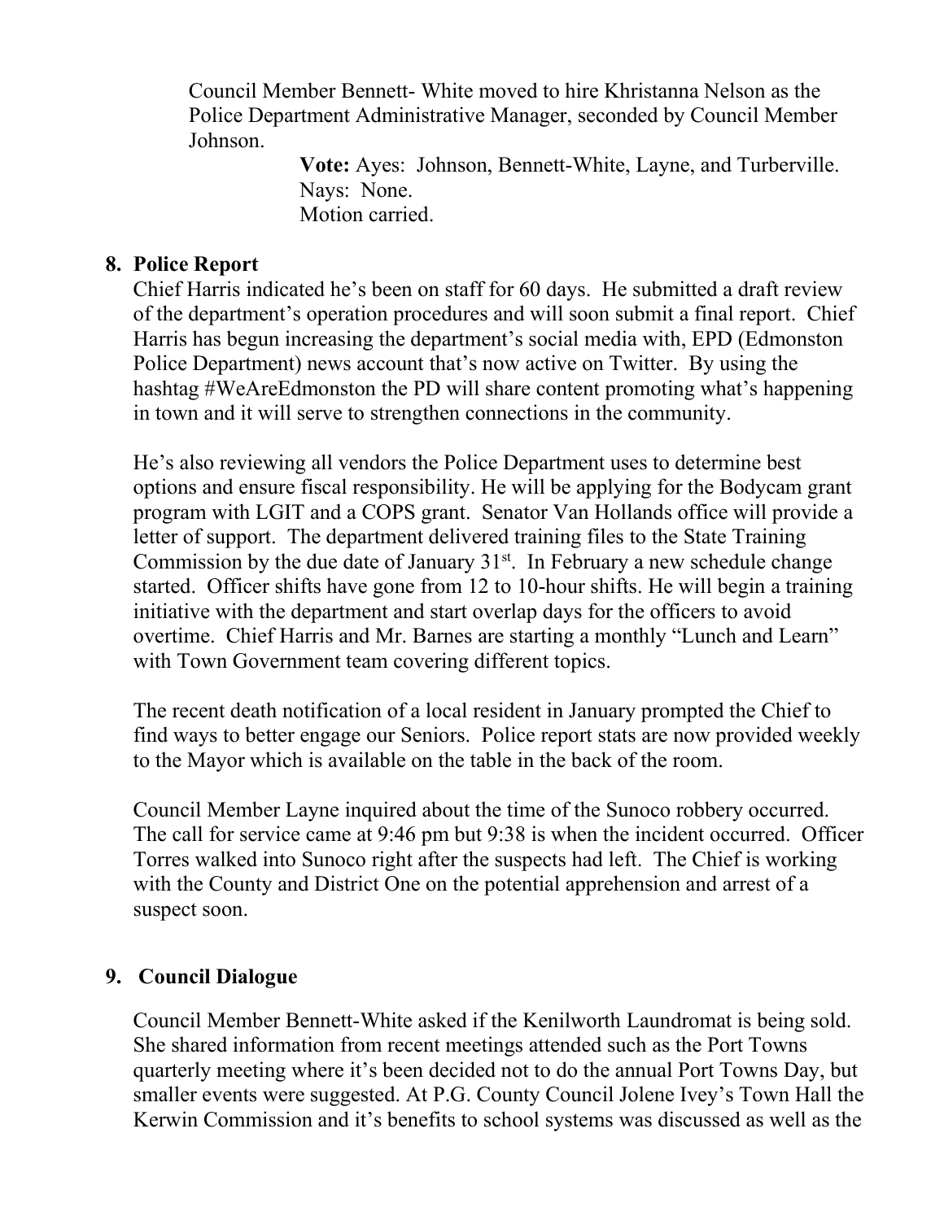Council Member Bennett- White moved to hire Khristanna Nelson as the Police Department Administrative Manager, seconded by Council Member Johnson.

**Vote:** Ayes: Johnson, Bennett-White, Layne, and Turberville.
Nays: None.
Motion carried.

**8. Police Report**

Chief Harris indicated he's been on staff for 60 days. He submitted a draft review of the department's operation procedures and will soon submit a final report. Chief Harris has begun increasing the department's social media with, EPD (Edmonston Police Department) news account that's now active on Twitter. By using the hashtag #WeAreEdmonston the PD will share content promoting what's happening in town and it will serve to strengthen connections in the community.

He's also reviewing all vendors the Police Department uses to determine best options and ensure fiscal responsibility. He will be applying for the Bodycam grant program with LGIT and a COPS grant. Senator Van Hollands office will provide a letter of support. The department delivered training files to the State Training Commission by the due date of January 31st. In February a new schedule change started. Officer shifts have gone from 12 to 10-hour shifts. He will begin a training initiative with the department and start overlap days for the officers to avoid overtime. Chief Harris and Mr. Barnes are starting a monthly "Lunch and Learn" with Town Government team covering different topics.

The recent death notification of a local resident in January prompted the Chief to find ways to better engage our Seniors. Police report stats are now provided weekly to the Mayor which is available on the table in the back of the room.

Council Member Layne inquired about the time of the Sunoco robbery occurred. The call for service came at 9:46 pm but 9:38 is when the incident occurred. Officer Torres walked into Sunoco right after the suspects had left. The Chief is working with the County and District One on the potential apprehension and arrest of a suspect soon.

**9. Council Dialogue**

Council Member Bennett-White asked if the Kenilworth Laundromat is being sold. She shared information from recent meetings attended such as the Port Towns quarterly meeting where it's been decided not to do the annual Port Towns Day, but smaller events were suggested. At P.G. County Council Jolene Ivey's Town Hall the Kerwin Commission and it's benefits to school systems was discussed as well as the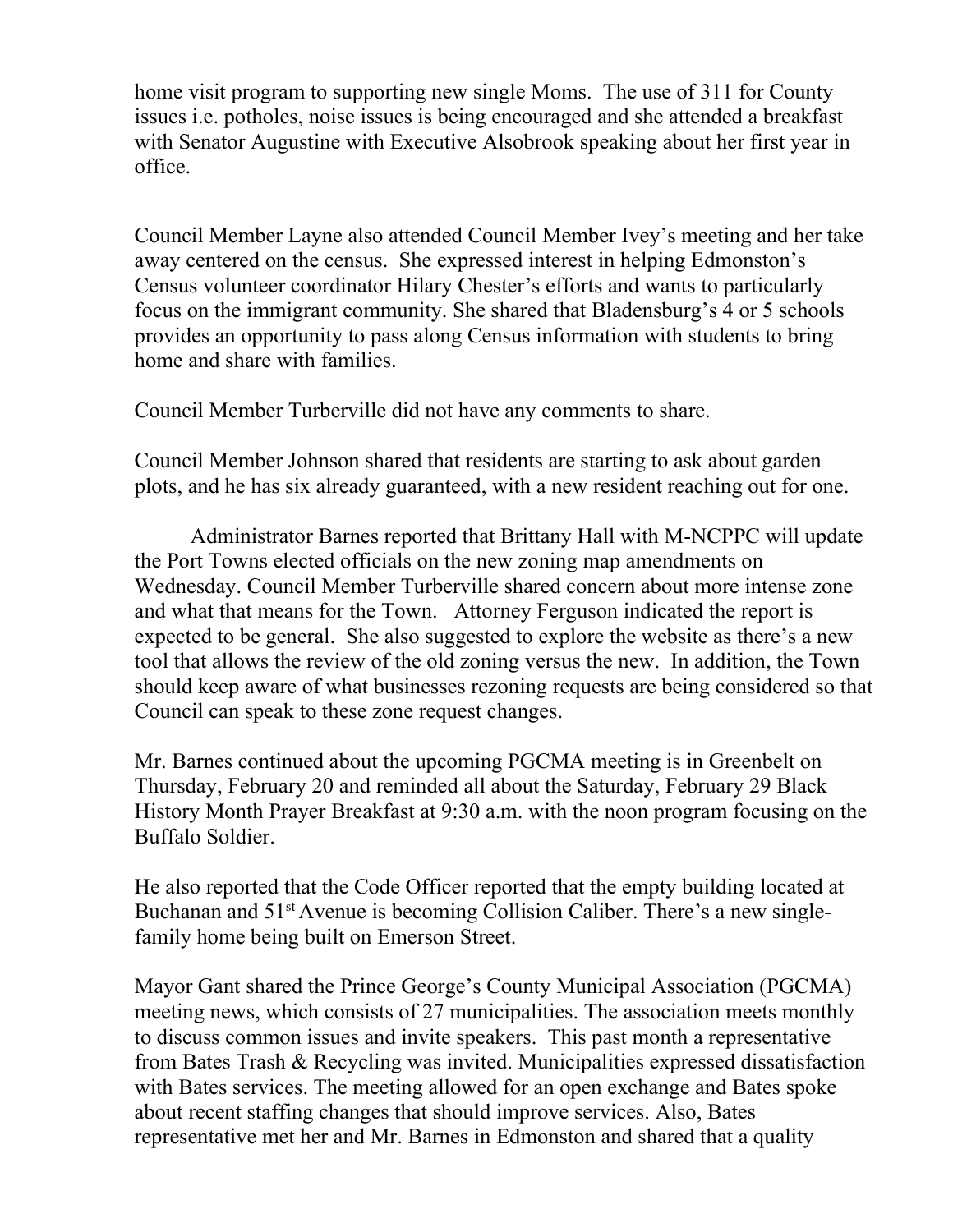home visit program to supporting new single Moms. The use of 311 for County issues i.e. potholes, noise issues is being encouraged and she attended a breakfast with Senator Augustine with Executive Alsobrook speaking about her first year in office.

Council Member Layne also attended Council Member Ivey's meeting and her take away centered on the census. She expressed interest in helping Edmonston's Census volunteer coordinator Hilary Chester's efforts and wants to particularly focus on the immigrant community. She shared that Bladensburg's 4 or 5 schools provides an opportunity to pass along Census information with students to bring home and share with families.

Council Member Turberville did not have any comments to share.

Council Member Johnson shared that residents are starting to ask about garden plots, and he has six already guaranteed, with a new resident reaching out for one.

Administrator Barnes reported that Brittany Hall with M-NCPPC will update the Port Towns elected officials on the new zoning map amendments on Wednesday. Council Member Turberville shared concern about more intense zone and what that means for the Town. Attorney Ferguson indicated the report is expected to be general. She also suggested to explore the website as there's a new tool that allows the review of the old zoning versus the new. In addition, the Town should keep aware of what businesses rezoning requests are being considered so that Council can speak to these zone request changes.

Mr. Barnes continued about the upcoming PGCMA meeting is in Greenbelt on Thursday, February 20 and reminded all about the Saturday, February 29 Black History Month Prayer Breakfast at 9:30 a.m. with the noon program focusing on the Buffalo Soldier.

He also reported that the Code Officer reported that the empty building located at Buchanan and 51st Avenue is becoming Collision Caliber. There's a new single-family home being built on Emerson Street.

Mayor Gant shared the Prince George's County Municipal Association (PGCMA) meeting news, which consists of 27 municipalities. The association meets monthly to discuss common issues and invite speakers. This past month a representative from Bates Trash & Recycling was invited. Municipalities expressed dissatisfaction with Bates services. The meeting allowed for an open exchange and Bates spoke about recent staffing changes that should improve services. Also, Bates representative met her and Mr. Barnes in Edmonston and shared that a quality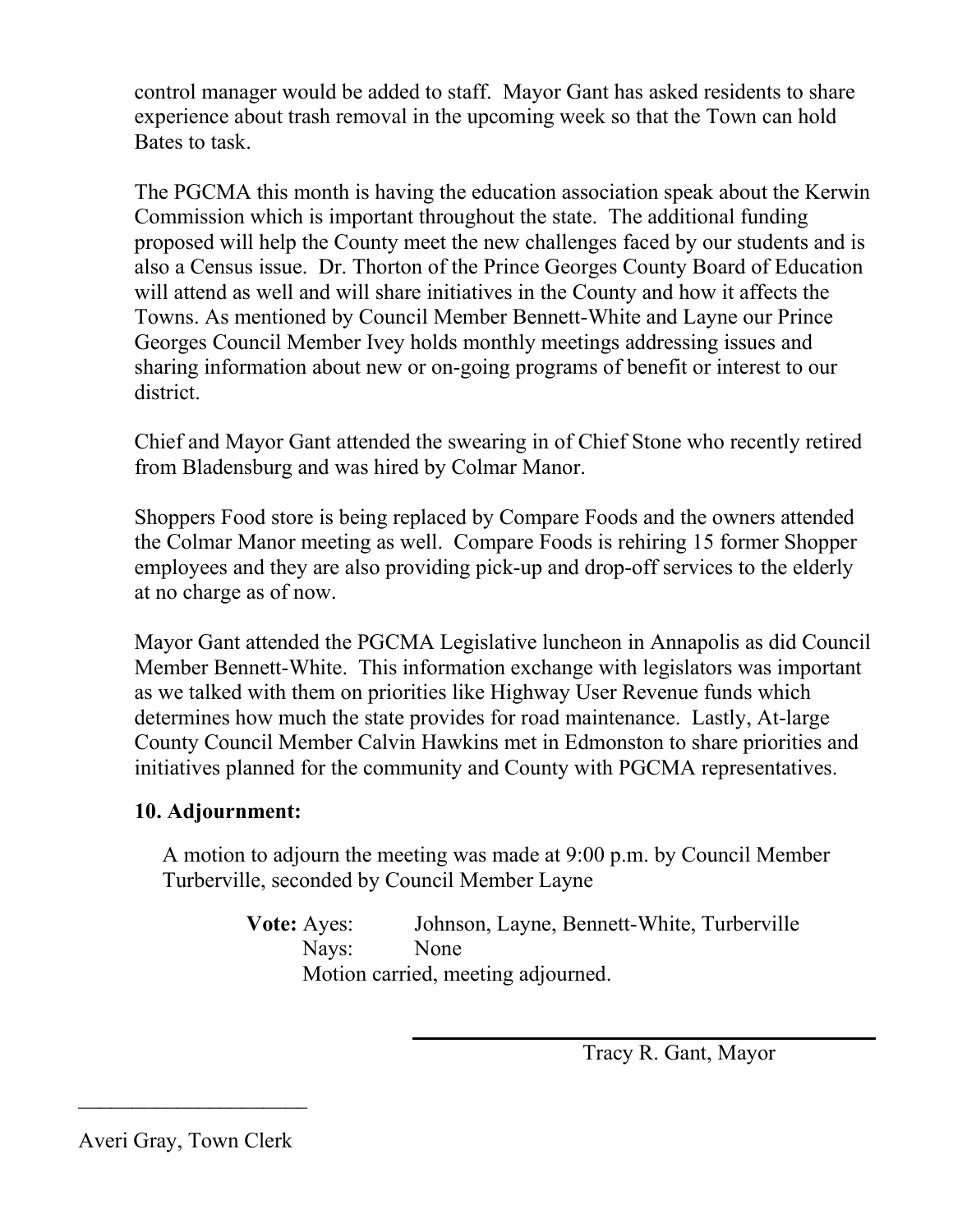control manager would be added to staff. Mayor Gant has asked residents to share experience about trash removal in the upcoming week so that the Town can hold Bates to task.

The PGCMA this month is having the education association speak about the Kerwin Commission which is important throughout the state. The additional funding proposed will help the County meet the new challenges faced by our students and is also a Census issue. Dr. Thorton of the Prince Georges County Board of Education will attend as well and will share initiatives in the County and how it affects the Towns. As mentioned by Council Member Bennett-White and Layne our Prince Georges Council Member Ivey holds monthly meetings addressing issues and sharing information about new or on-going programs of benefit or interest to our district.

Chief and Mayor Gant attended the swearing in of Chief Stone who recently retired from Bladensburg and was hired by Colmar Manor.

Shoppers Food store is being replaced by Compare Foods and the owners attended the Colmar Manor meeting as well. Compare Foods is rehiring 15 former Shopper employees and they are also providing pick-up and drop-off services to the elderly at no charge as of now.

Mayor Gant attended the PGCMA Legislative luncheon in Annapolis as did Council Member Bennett-White. This information exchange with legislators was important as we talked with them on priorities like Highway User Revenue funds which determines how much the state provides for road maintenance. Lastly, At-large County Council Member Calvin Hawkins met in Edmonston to share priorities and initiatives planned for the community and County with PGCMA representatives.

### 10. Adjournment:

A motion to adjourn the meeting was made at 9:00 p.m. by Council Member Turberville, seconded by Council Member Layne

**Vote:** Ayes: Johnson, Layne, Bennett-White, Turberville
Nays: None
Motion carried, meeting adjourned.

\_\_\_\_\_\_\_\_\_\_\_\_\_\_\_\_\_\_\_\_\_\_\_\_\_\_
Tracy R. Gant, Mayor

\_\_\_\_\_\_\_\_\_\_\_\_\_\_\_\_\_\_\_\_\_\_\_\_\_\_
Averi Gray, Town Clerk